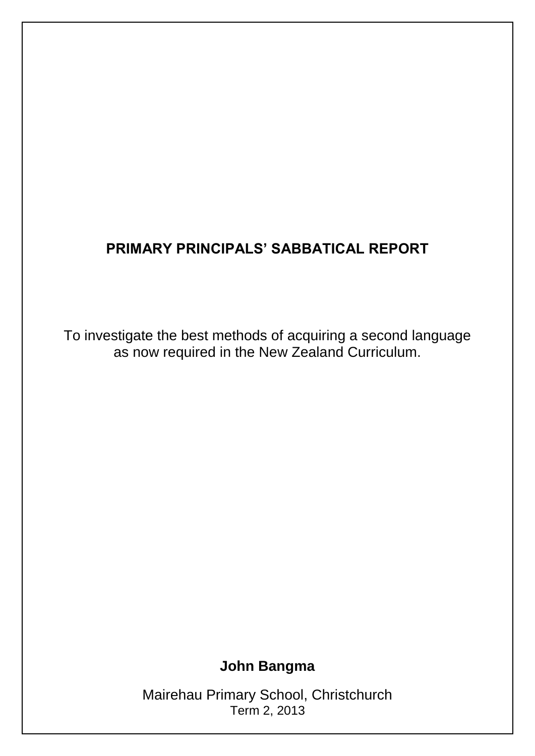# PRIMARY PRINCIPALS' SABBATICAL REPORT

To investigate the best methods of acquiring a second language as now required in the New Zealand Curriculum.

**John Bangma**

Mairehau Primary School, Christchurch

Term 2, 2013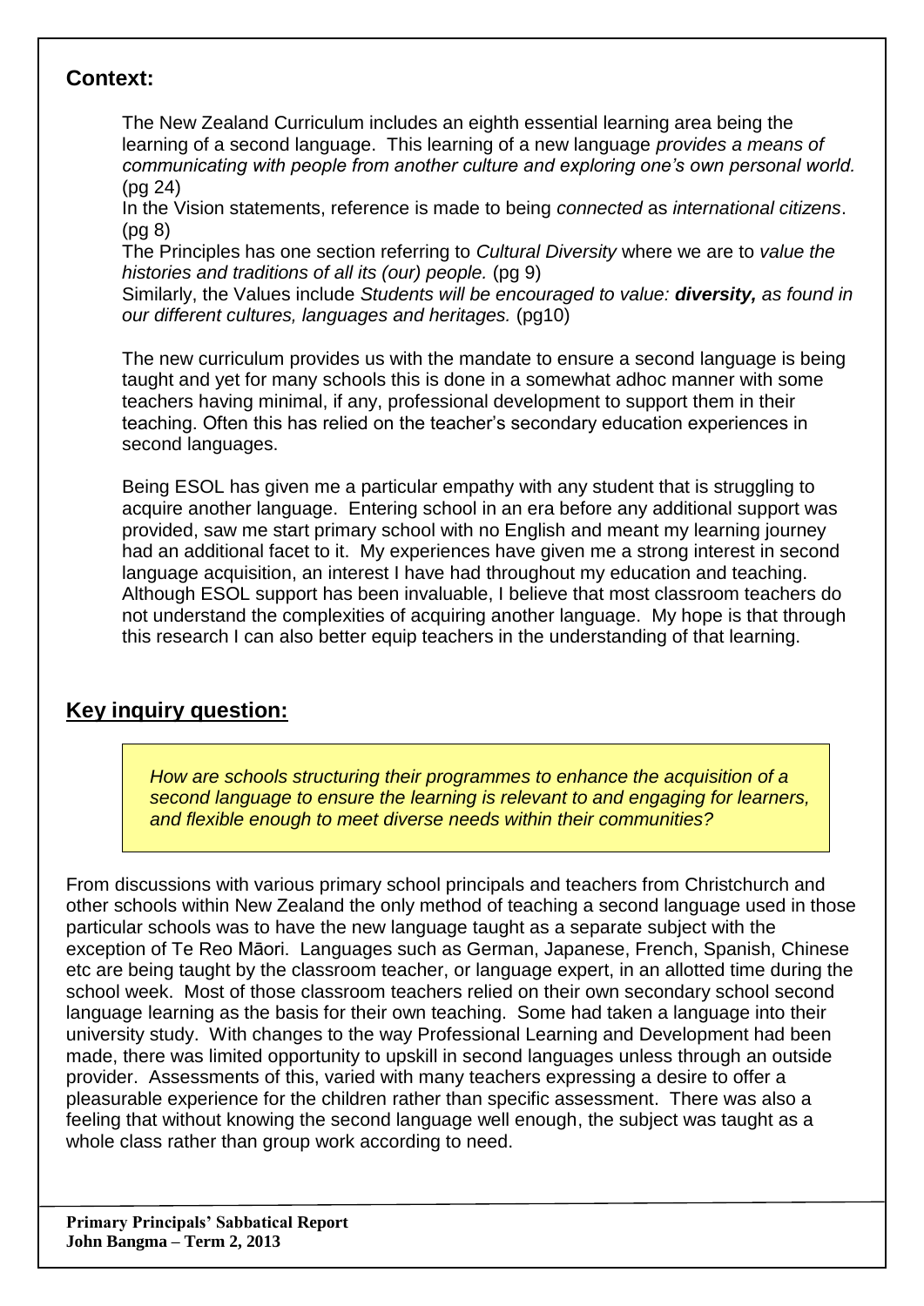## **Context:**

The New Zealand Curriculum includes an eighth essential learning area being the learning of a second language. This learning of a new language *provides a means of communicating with people from another culture and exploring one's own personal world.* (pg 24)

In the Vision statements, reference is made to being *connected* as *international citizens*. (pg 8)

The Principles has one section referring to *Cultural Diversity* where we are to *value the histories and traditions of all its (our) people.* (pg 9)

Similarly, the Values include *Students will be encouraged to value: **diversity,** as found in our different cultures, languages and heritages.* (pg10)

The new curriculum provides us with the mandate to ensure a second language is being taught and yet for many schools this is done in a somewhat adhoc manner with some teachers having minimal, if any, professional development to support them in their teaching. Often this has relied on the teacher's secondary education experiences in second languages.

Being ESOL has given me a particular empathy with any student that is struggling to acquire another language. Entering school in an era before any additional support was provided, saw me start primary school with no English and meant my learning journey had an additional facet to it. My experiences have given me a strong interest in second language acquisition, an interest I have had throughout my education and teaching. Although ESOL support has been invaluable, I believe that most classroom teachers do not understand the complexities of acquiring another language. My hope is that through this research I can also better equip teachers in the understanding of that learning.

## **Key inquiry question:**

> *How are schools structuring their programmes to enhance the acquisition of a second language to ensure the learning is relevant to and engaging for learners, and flexible enough to meet diverse needs within their communities?*

From discussions with various primary school principals and teachers from Christchurch and other schools within New Zealand the only method of teaching a second language used in those particular schools was to have the new language taught as a separate subject with the exception of Te Reo Māori. Languages such as German, Japanese, French, Spanish, Chinese etc are being taught by the classroom teacher, or language expert, in an allotted time during the school week. Most of those classroom teachers relied on their own secondary school second language learning as the basis for their own teaching. Some had taken a language into their university study. With changes to the way Professional Learning and Development had been made, there was limited opportunity to upskill in second languages unless through an outside provider. Assessments of this, varied with many teachers expressing a desire to offer a pleasurable experience for the children rather than specific assessment. There was also a feeling that without knowing the second language well enough, the subject was taught as a whole class rather than group work according to need.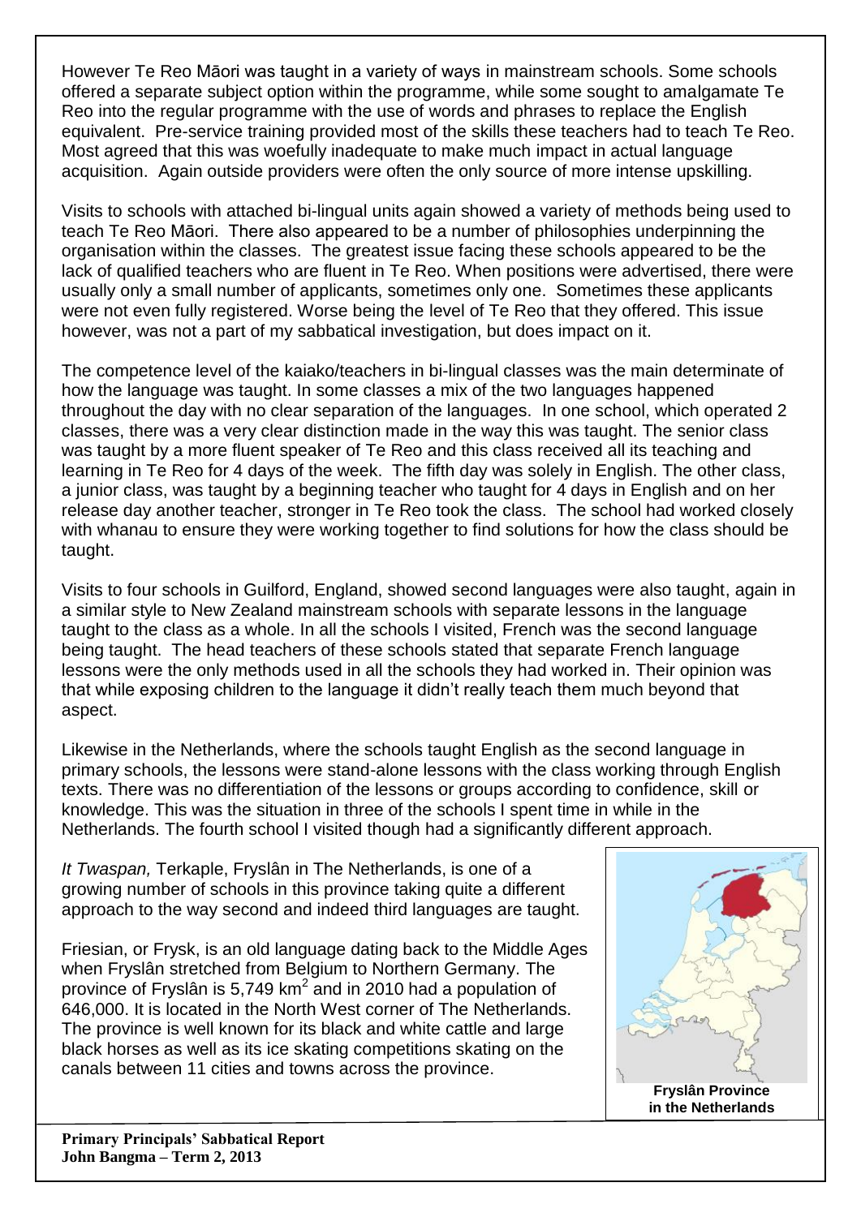However Te Reo Māori was taught in a variety of ways in mainstream schools. Some schools offered a separate subject option within the programme, while some sought to amalgamate Te Reo into the regular programme with the use of words and phrases to replace the English equivalent. Pre-service training provided most of the skills these teachers had to teach Te Reo. Most agreed that this was woefully inadequate to make much impact in actual language acquisition. Again outside providers were often the only source of more intense upskilling.

Visits to schools with attached bi-lingual units again showed a variety of methods being used to teach Te Reo Māori. There also appeared to be a number of philosophies underpinning the organisation within the classes. The greatest issue facing these schools appeared to be the lack of qualified teachers who are fluent in Te Reo. When positions were advertised, there were usually only a small number of applicants, sometimes only one. Sometimes these applicants were not even fully registered. Worse being the level of Te Reo that they offered. This issue however, was not a part of my sabbatical investigation, but does impact on it.

The competence level of the kaiako/teachers in bi-lingual classes was the main determinate of how the language was taught. In some classes a mix of the two languages happened throughout the day with no clear separation of the languages. In one school, which operated 2 classes, there was a very clear distinction made in the way this was taught. The senior class was taught by a more fluent speaker of Te Reo and this class received all its teaching and learning in Te Reo for 4 days of the week. The fifth day was solely in English. The other class, a junior class, was taught by a beginning teacher who taught for 4 days in English and on her release day another teacher, stronger in Te Reo took the class. The school had worked closely with whanau to ensure they were working together to find solutions for how the class should be taught.

Visits to four schools in Guilford, England, showed second languages were also taught, again in a similar style to New Zealand mainstream schools with separate lessons in the language taught to the class as a whole. In all the schools I visited, French was the second language being taught. The head teachers of these schools stated that separate French language lessons were the only methods used in all the schools they had worked in. Their opinion was that while exposing children to the language it didn't really teach them much beyond that aspect.

Likewise in the Netherlands, where the schools taught English as the second language in primary schools, the lessons were stand-alone lessons with the class working through English texts. There was no differentiation of the lessons or groups according to confidence, skill or knowledge. This was the situation in three of the schools I spent time in while in the Netherlands. The fourth school I visited though had a significantly different approach.

*It Twaspan,* Terkaple, Fryslân in The Netherlands, is one of a growing number of schools in this province taking quite a different approach to the way second and indeed third languages are taught.

Friesian, or Frysk, is an old language dating back to the Middle Ages when Fryslân stretched from Belgium to Northern Germany. The province of Fryslân is 5,749 km$^2$ and in 2010 had a population of 646,000. It is located in the North West corner of The Netherlands. The province is well known for its black and white cattle and large black horses as well as its ice skating competitions skating on the canals between 11 cities and towns across the province.

**Fryslân Province in the Netherlands**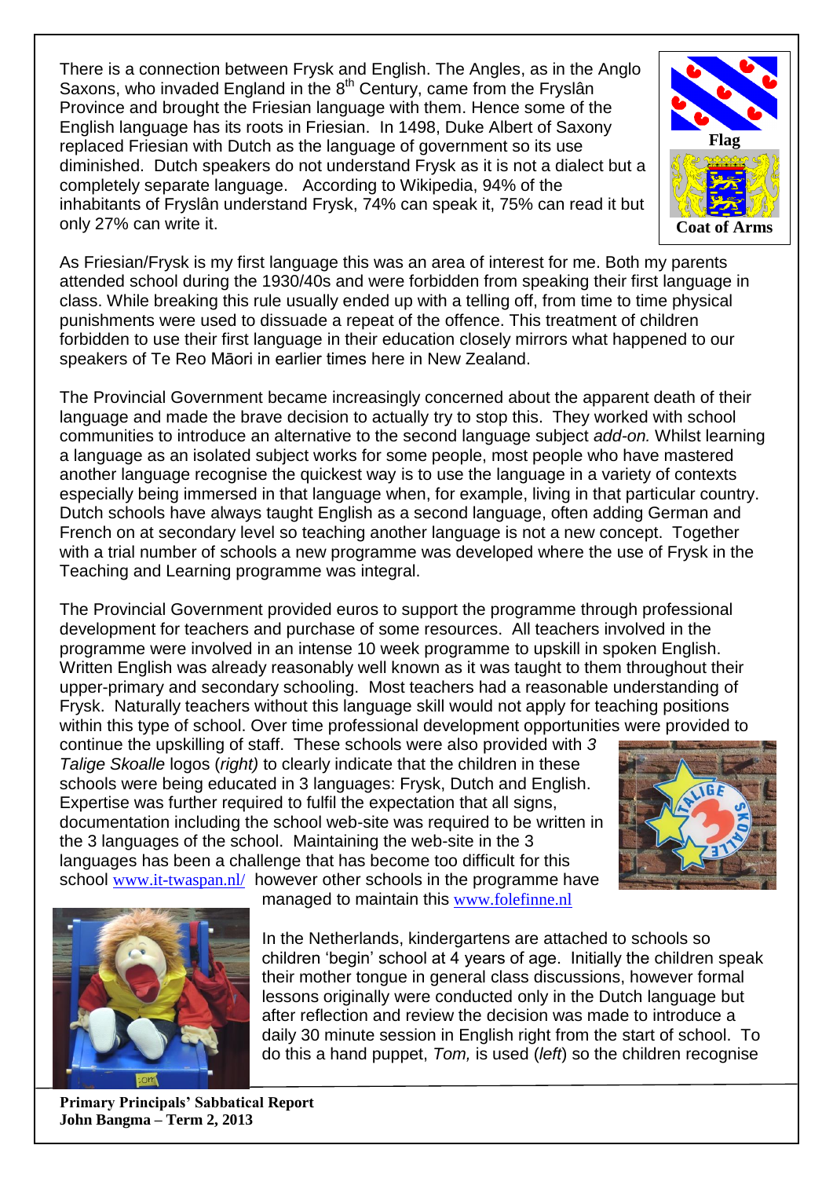There is a connection between Frysk and English. The Angles, as in the Anglo Saxons, who invaded England in the 8th Century, came from the Fryslân Province and brought the Friesian language with them. Hence some of the English language has its roots in Friesian. In 1498, Duke Albert of Saxony replaced Friesian with Dutch as the language of government so its use diminished. Dutch speakers do not understand Frysk as it is not a dialect but a completely separate language. According to Wikipedia, 94% of the inhabitants of Fryslân understand Frysk, 74% can speak it, 75% can read it but only 27% can write it.

**Flag**

**Coat of Arms**

As Friesian/Frysk is my first language this was an area of interest for me. Both my parents attended school during the 1930/40s and were forbidden from speaking their first language in class. While breaking this rule usually ended up with a telling off, from time to time physical punishments were used to dissuade a repeat of the offence. This treatment of children forbidden to use their first language in their education closely mirrors what happened to our speakers of Te Reo Māori in earlier times here in New Zealand.

The Provincial Government became increasingly concerned about the apparent death of their language and made the brave decision to actually try to stop this. They worked with school communities to introduce an alternative to the second language subject *add-on.* Whilst learning a language as an isolated subject works for some people, most people who have mastered another language recognise the quickest way is to use the language in a variety of contexts especially being immersed in that language when, for example, living in that particular country. Dutch schools have always taught English as a second language, often adding German and French on at secondary level so teaching another language is not a new concept. Together with a trial number of schools a new programme was developed where the use of Frysk in the Teaching and Learning programme was integral.

The Provincial Government provided euros to support the programme through professional development for teachers and purchase of some resources. All teachers involved in the programme were involved in an intense 10 week programme to upskill in spoken English. Written English was already reasonably well known as it was taught to them throughout their upper-primary and secondary schooling. Most teachers had a reasonable understanding of Frysk. Naturally teachers without this language skill would not apply for teaching positions within this type of school. Over time professional development opportunities were provided to continue the upskilling of staff. These schools were also provided with *3 Talige Skoalle* logos (*right)* to clearly indicate that the children in these schools were being educated in 3 languages: Frysk, Dutch and English. Expertise was further required to fulfil the expectation that all signs, documentation including the school web-site was required to be written in the 3 languages of the school. Maintaining the web-site in the 3 languages has been a challenge that has become too difficult for this school www.it-twaspan.nl/ however other schools in the programme have managed to maintain this www.folefinne.nl

In the Netherlands, kindergartens are attached to schools so children 'begin' school at 4 years of age. Initially the children speak their mother tongue in general class discussions, however formal lessons originally were conducted only in the Dutch language but after reflection and review the decision was made to introduce a daily 30 minute session in English right from the start of school. To do this a hand puppet, *Tom,* is used (*left*) so the children recognise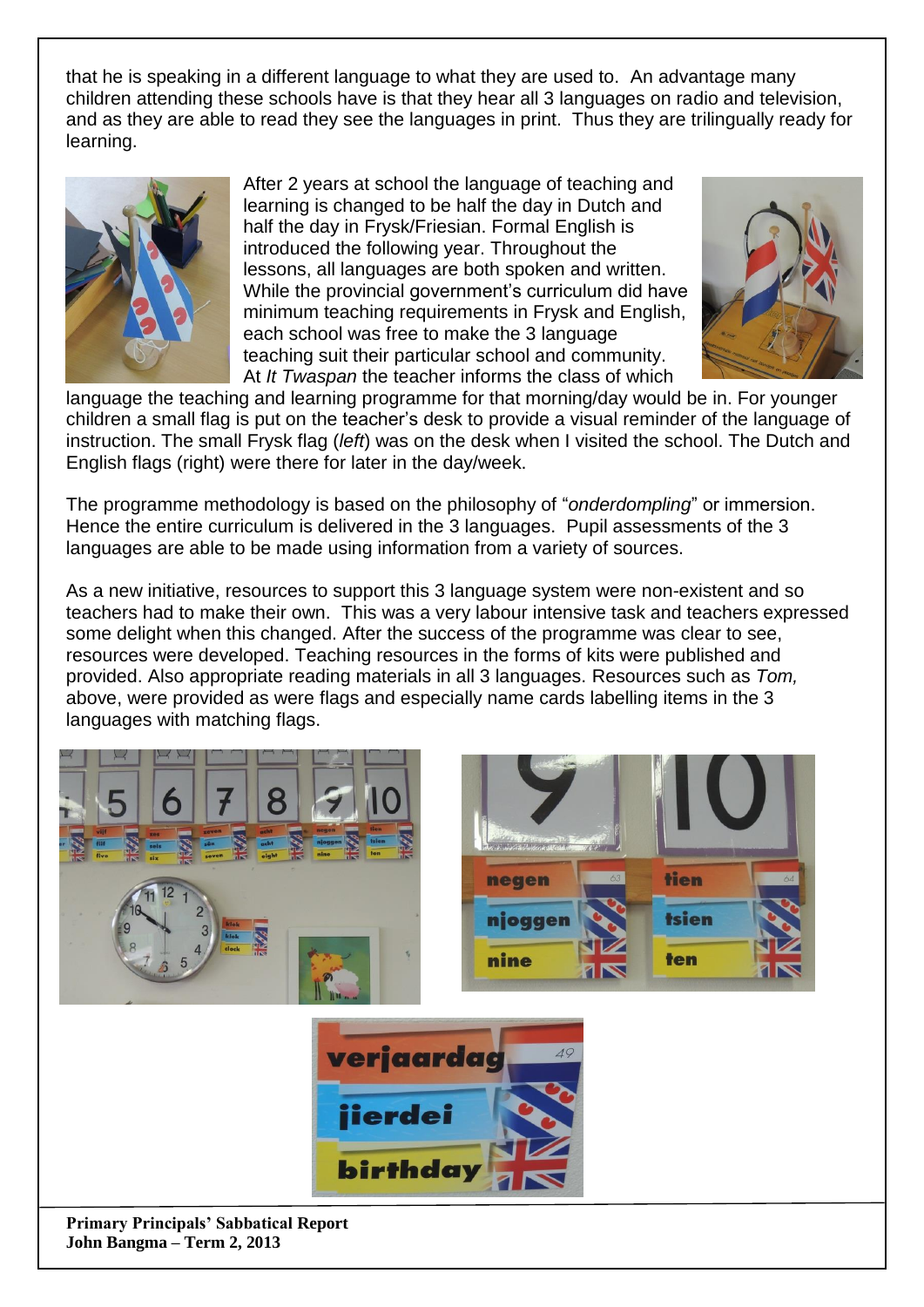that he is speaking in a different language to what they are used to. An advantage many children attending these schools have is that they hear all 3 languages on radio and television, and as they are able to read they see the languages in print. Thus they are trilingually ready for learning.

After 2 years at school the language of teaching and learning is changed to be half the day in Dutch and half the day in Frysk/Friesian. Formal English is introduced the following year. Throughout the lessons, all languages are both spoken and written. While the provincial government's curriculum did have minimum teaching requirements in Frysk and English, each school was free to make the 3 language teaching suit their particular school and community. At *It Twaspan* the teacher informs the class of which language the teaching and learning programme for that morning/day would be in. For younger children a small flag is put on the teacher's desk to provide a visual reminder of the language of instruction. The small Frysk flag (*left*) was on the desk when I visited the school. The Dutch and English flags (right) were there for later in the day/week.

The programme methodology is based on the philosophy of "*onderdompling*" or immersion. Hence the entire curriculum is delivered in the 3 languages. Pupil assessments of the 3 languages are able to be made using information from a variety of sources.

As a new initiative, resources to support this 3 language system were non-existent and so teachers had to make their own. This was a very labour intensive task and teachers expressed some delight when this changed. After the success of the programme was clear to see, resources were developed. Teaching resources in the forms of kits were published and provided. Also appropriate reading materials in all 3 languages. Resources such as *Tom,* above, were provided as were flags and especially name cards labelling items in the 3 languages with matching flags.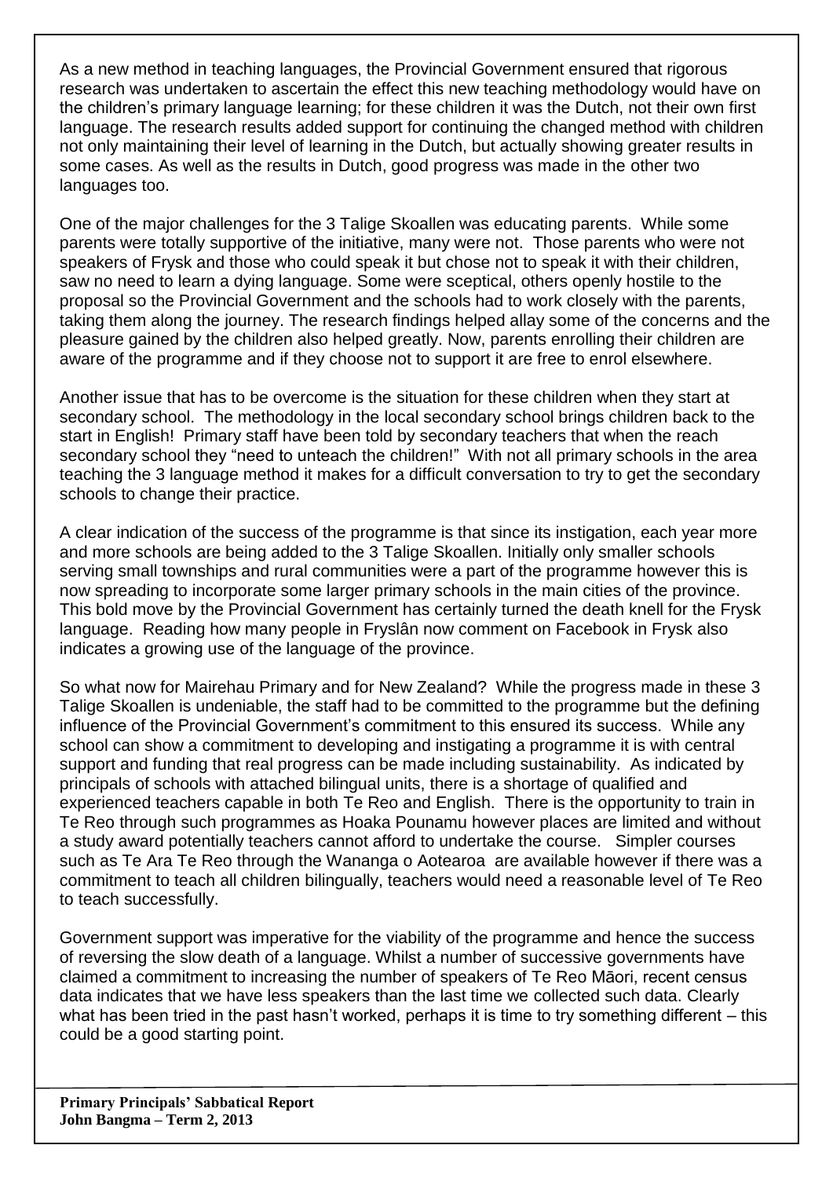As a new method in teaching languages, the Provincial Government ensured that rigorous research was undertaken to ascertain the effect this new teaching methodology would have on the children's primary language learning; for these children it was the Dutch, not their own first language. The research results added support for continuing the changed method with children not only maintaining their level of learning in the Dutch, but actually showing greater results in some cases. As well as the results in Dutch, good progress was made in the other two languages too.

One of the major challenges for the 3 Talige Skoallen was educating parents. While some parents were totally supportive of the initiative, many were not. Those parents who were not speakers of Frysk and those who could speak it but chose not to speak it with their children, saw no need to learn a dying language. Some were sceptical, others openly hostile to the proposal so the Provincial Government and the schools had to work closely with the parents, taking them along the journey. The research findings helped allay some of the concerns and the pleasure gained by the children also helped greatly. Now, parents enrolling their children are aware of the programme and if they choose not to support it are free to enrol elsewhere.

Another issue that has to be overcome is the situation for these children when they start at secondary school. The methodology in the local secondary school brings children back to the start in English! Primary staff have been told by secondary teachers that when the reach secondary school they "need to unteach the children!" With not all primary schools in the area teaching the 3 language method it makes for a difficult conversation to try to get the secondary schools to change their practice.

A clear indication of the success of the programme is that since its instigation, each year more and more schools are being added to the 3 Talige Skoallen. Initially only smaller schools serving small townships and rural communities were a part of the programme however this is now spreading to incorporate some larger primary schools in the main cities of the province. This bold move by the Provincial Government has certainly turned the death knell for the Frysk language. Reading how many people in Fryslân now comment on Facebook in Frysk also indicates a growing use of the language of the province.

So what now for Mairehau Primary and for New Zealand? While the progress made in these 3 Talige Skoallen is undeniable, the staff had to be committed to the programme but the defining influence of the Provincial Government's commitment to this ensured its success. While any school can show a commitment to developing and instigating a programme it is with central support and funding that real progress can be made including sustainability. As indicated by principals of schools with attached bilingual units, there is a shortage of qualified and experienced teachers capable in both Te Reo and English. There is the opportunity to train in Te Reo through such programmes as Hoaka Pounamu however places are limited and without a study award potentially teachers cannot afford to undertake the course. Simpler courses such as Te Ara Te Reo through the Wananga o Aotearoa are available however if there was a commitment to teach all children bilingually, teachers would need a reasonable level of Te Reo to teach successfully.

Government support was imperative for the viability of the programme and hence the success of reversing the slow death of a language. Whilst a number of successive governments have claimed a commitment to increasing the number of speakers of Te Reo Māori, recent census data indicates that we have less speakers than the last time we collected such data. Clearly what has been tried in the past hasn't worked, perhaps it is time to try something different – this could be a good starting point.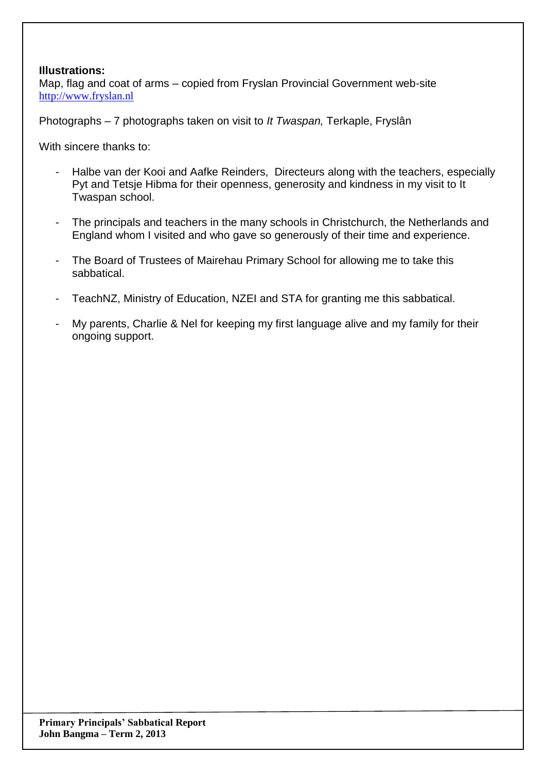**Illustrations:**

Map, flag and coat of arms – copied from Fryslan Provincial Government web-site
http://www.fryslan.nl

Photographs – 7 photographs taken on visit to *It Twaspan,* Terkaple, Fryslân

With sincere thanks to:

- Halbe van der Kooi and Aafke Reinders, Directeurs along with the teachers, especially Pyt and Tetsje Hibma for their openness, generosity and kindness in my visit to It Twaspan school.
- The principals and teachers in the many schools in Christchurch, the Netherlands and England whom I visited and who gave so generously of their time and experience.
- The Board of Trustees of Mairehau Primary School for allowing me to take this sabbatical.
- TeachNZ, Ministry of Education, NZEI and STA for granting me this sabbatical.
- My parents, Charlie & Nel for keeping my first language alive and my family for their ongoing support.